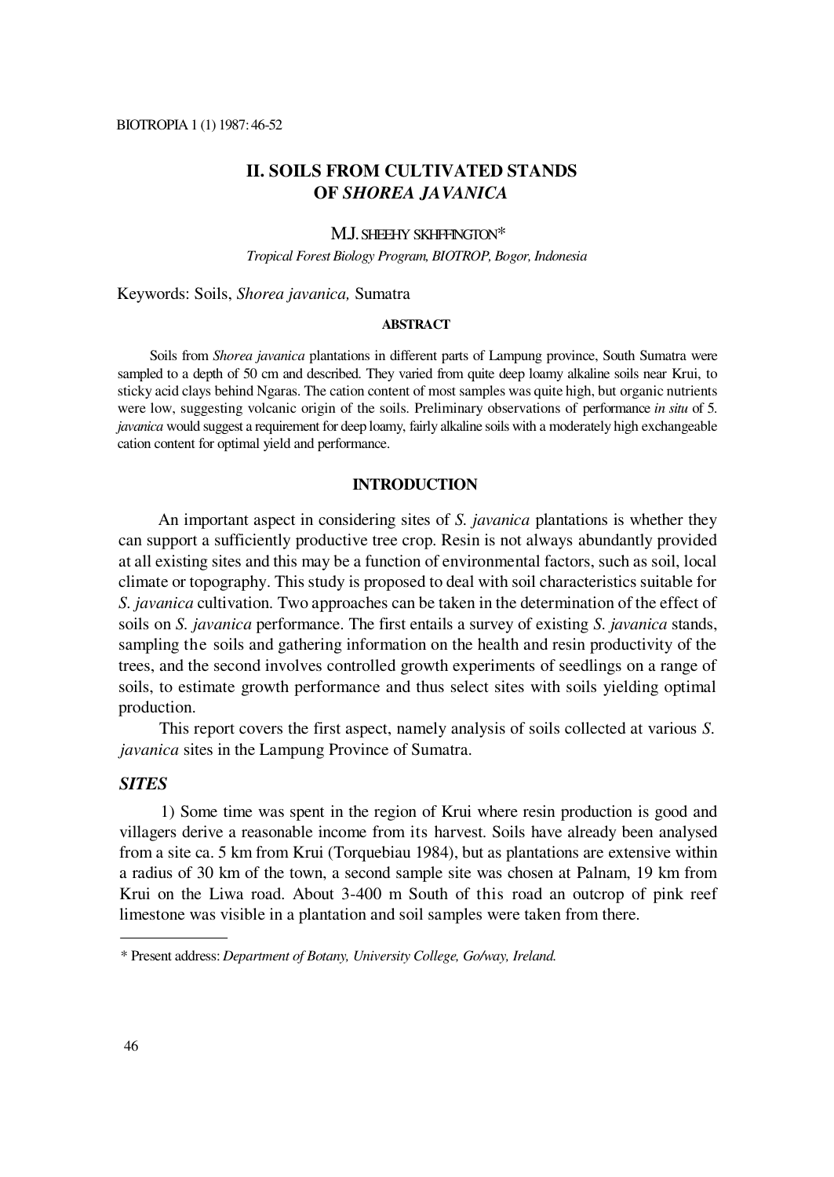# II. SOILS FROM CULTIVATED STANDS OF *SHOREA JAVANICA*

M.J. SHEEHY SKHFFINGTON*

*Tropical Forest Biology Program, BIOTROP, Bogor, Indonesia*

Keywords: Soils, *Shorea javanica,* Sumatra

**ABSTRACT**

Soils from *Shorea javanica* plantations in different parts of Lampung province, South Sumatra were sampled to a depth of 50 cm and described. They varied from quite deep loamy alkaline soils near Krui, to sticky acid clays behind Ngaras. The cation content of most samples was quite high, but organic nutrients were low, suggesting volcanic origin of the soils. Preliminary observations of performance *in situ* of 5. *javanica* would suggest a requirement for deep loamy, fairly alkaline soils with a moderately high exchangeable cation content for optimal yield and performance.

## INTRODUCTION

An important aspect in considering sites of *S. javanica* plantations is whether they can support a sufficiently productive tree crop. Resin is not always abundantly provided at all existing sites and this may be a function of environmental factors, such as soil, local climate or topography. This study is proposed to deal with soil characteristics suitable for *S. javanica* cultivation. Two approaches can be taken in the determination of the effect of soils on *S. javanica* performance. The first entails a survey of existing *S. javanica* stands, sampling the soils and gathering information on the health and resin productivity of the trees, and the second involves controlled growth experiments of seedlings on a range of soils, to estimate growth performance and thus select sites with soils yielding optimal production.

This report covers the first aspect, namely analysis of soils collected at various *S. javanica* sites in the Lampung Province of Sumatra.

### *SITES*

1) Some time was spent in the region of Krui where resin production is good and villagers derive a reasonable income from its harvest. Soils have already been analysed from a site ca. 5 km from Krui (Torquebiau 1984), but as plantations are extensive within a radius of 30 km of the town, a second sample site was chosen at Palnam, 19 km from Krui on the Liwa road. About 3-400 m South of this road an outcrop of pink reef limestone was visible in a plantation and soil samples were taken from there.

---

\* Present address: *Department of Botany, University College, Go/way, Ireland.*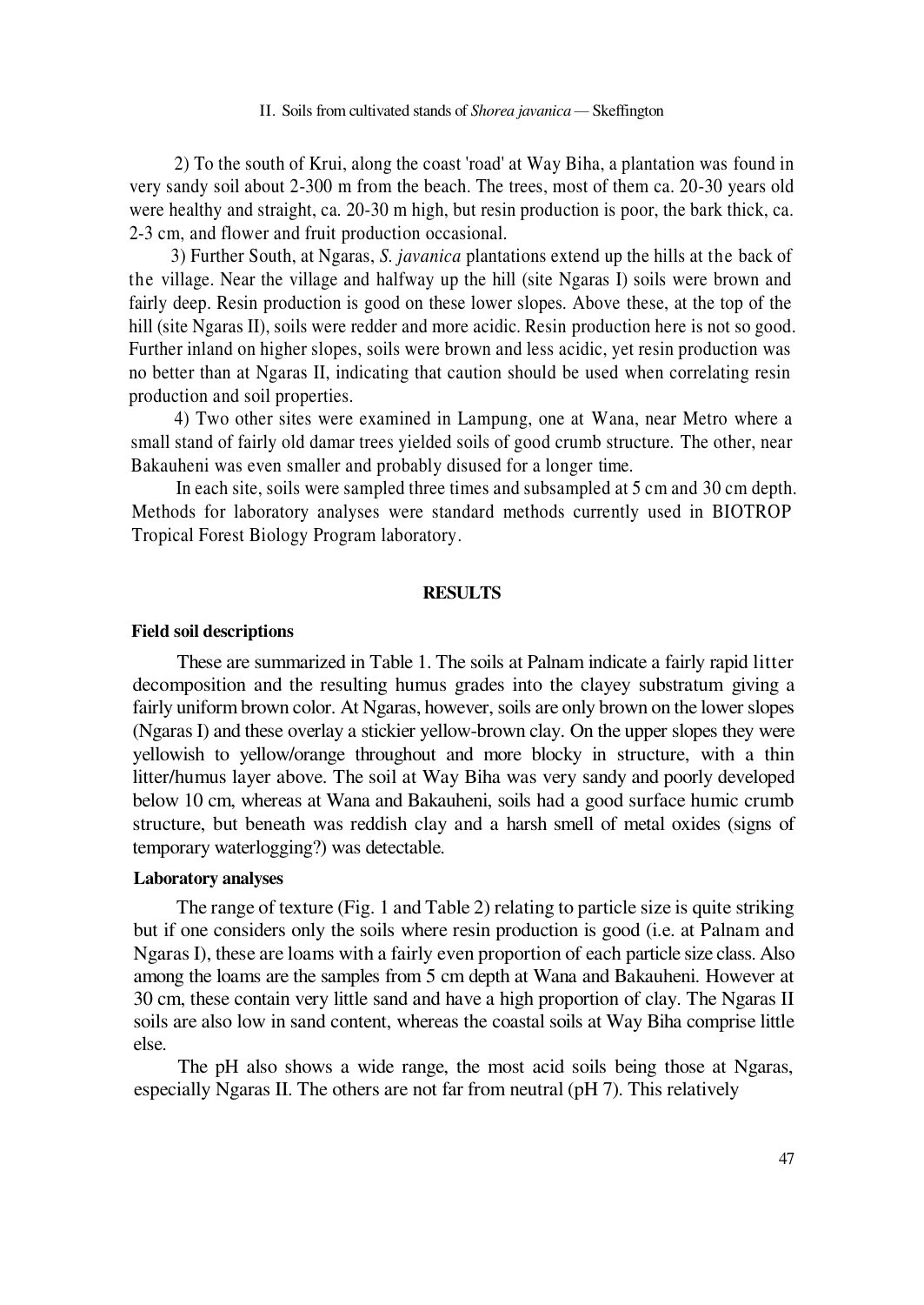2) To the south of Krui, along the coast 'road' at Way Biha, a plantation was found in very sandy soil about 2-300 m from the beach. The trees, most of them ca. 20-30 years old were healthy and straight, ca. 20-30 m high, but resin production is poor, the bark thick, ca. 2-3 cm, and flower and fruit production occasional.

3) Further South, at Ngaras, *S. javanica* plantations extend up the hills at the back of the village. Near the village and halfway up the hill (site Ngaras I) soils were brown and fairly deep. Resin production is good on these lower slopes. Above these, at the top of the hill (site Ngaras II), soils were redder and more acidic. Resin production here is not so good. Further inland on higher slopes, soils were brown and less acidic, yet resin production was no better than at Ngaras II, indicating that caution should be used when correlating resin production and soil properties.

4) Two other sites were examined in Lampung, one at Wana, near Metro where a small stand of fairly old damar trees yielded soils of good crumb structure. The other, near Bakauheni was even smaller and probably disused for a longer time.

In each site, soils were sampled three times and subsampled at 5 cm and 30 cm depth. Methods for laboratory analyses were standard methods currently used in BIOTROP Tropical Forest Biology Program laboratory.

## RESULTS

### Field soil descriptions

These are summarized in Table 1. The soils at Palnam indicate a fairly rapid litter decomposition and the resulting humus grades into the clayey substratum giving a fairly uniform brown color. At Ngaras, however, soils are only brown on the lower slopes (Ngaras I) and these overlay a stickier yellow-brown clay. On the upper slopes they were yellowish to yellow/orange throughout and more blocky in structure, with a thin litter/humus layer above. The soil at Way Biha was very sandy and poorly developed below 10 cm, whereas at Wana and Bakauheni, soils had a good surface humic crumb structure, but beneath was reddish clay and a harsh smell of metal oxides (signs of temporary waterlogging?) was detectable.

### Laboratory analyses

The range of texture (Fig. 1 and Table 2) relating to particle size is quite striking but if one considers only the soils where resin production is good (i.e. at Palnam and Ngaras I), these are loams with a fairly even proportion of each particle size class. Also among the loams are the samples from 5 cm depth at Wana and Bakauheni. However at 30 cm, these contain very little sand and have a high proportion of clay. The Ngaras II soils are also low in sand content, whereas the coastal soils at Way Biha comprise little else.

The pH also shows a wide range, the most acid soils being those at Ngaras, especially Ngaras II. The others are not far from neutral (pH 7). This relatively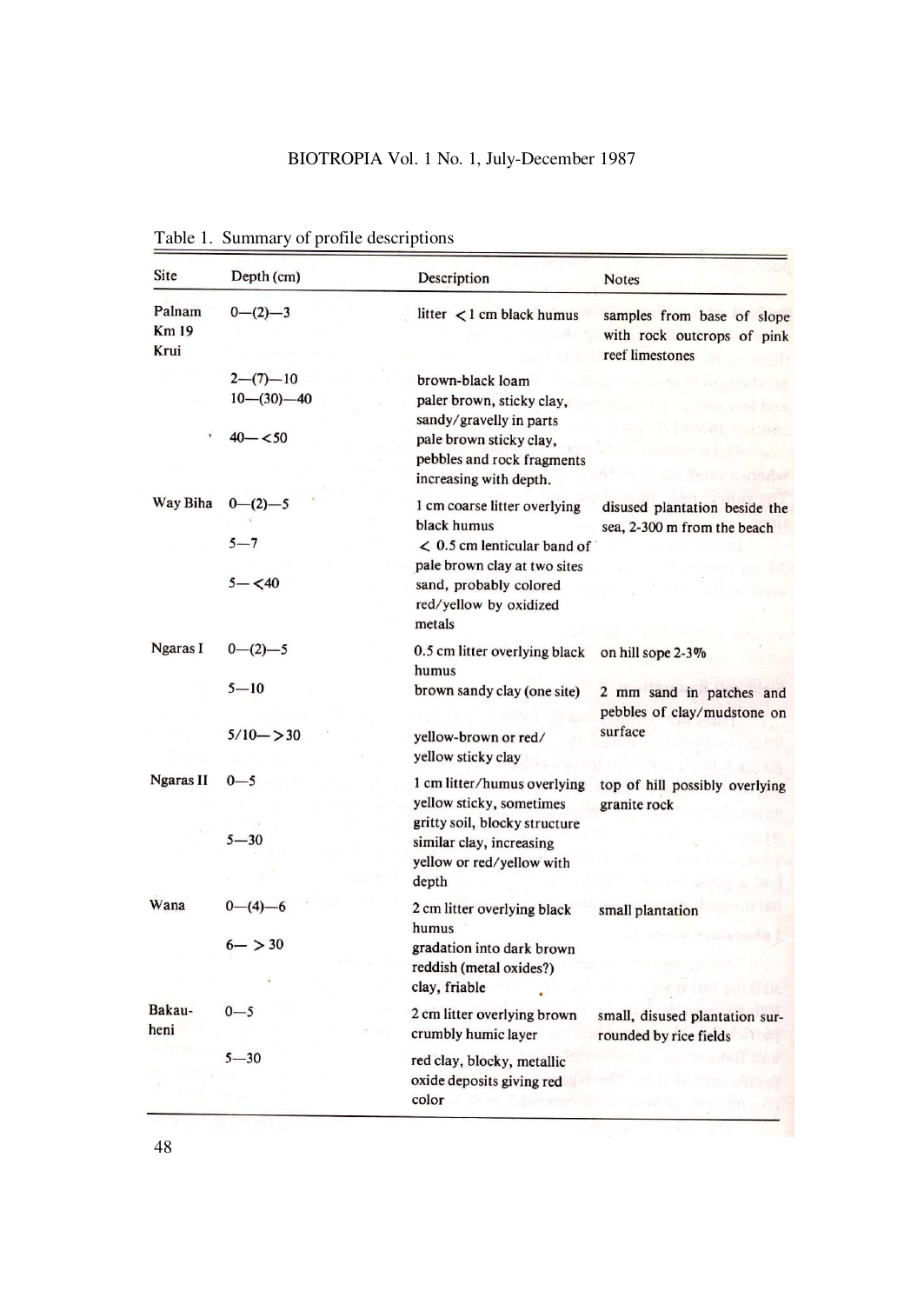Table 1. Summary of profile descriptions

| Site | Depth (cm) | Description | Notes |
|---|---|---|---|
| Palnam Km 19 Krui | 0—(2)—3 | litter <1 cm black humus | samples from base of slope with rock outcrops of pink reef limestones |
| | 2—(7)—10 | brown-black loam | |
| | 10—(30)—40 | paler brown, sticky clay, sandy/gravelly in parts | |
| | 40—<50 | pale brown sticky clay, pebbles and rock fragments increasing with depth. | |
| Way Biha | 0—(2)—5 | 1 cm coarse litter overlying black humus | disused plantation beside the sea, 2-300 m from the beach |
| | 5—7 | < 0.5 cm lenticular band of pale brown clay at two sites | |
| | 5—<40 | sand, probably colored red/yellow by oxidized metals | |
| Ngaras I | 0—(2)—5 | 0.5 cm litter overlying black humus | on hill sope 2-3% |
| | 5—10 | brown sandy clay (one site) | 2 mm sand in patches and pebbles of clay/mudstone on surface |
| | 5/10—>30 | yellow-brown or red/yellow sticky clay | |
| Ngaras II | 0—5 | 1 cm litter/humus overlying yellow sticky, sometimes gritty soil, blocky structure | top of hill possibly overlying granite rock |
| | 5—30 | similar clay, increasing yellow or red/yellow with depth | |
| Wana | 0—(4)—6 | 2 cm litter overlying black humus | small plantation |
| | 6— > 30 | gradation into dark brown reddish (metal oxides?) clay, friable | |
| Bakau-heni | 0—5 | 2 cm litter overlying brown crumbly humic layer | small, disused plantation surrounded by rice fields |
| | 5—30 | red clay, blocky, metallic oxide deposits giving red color | |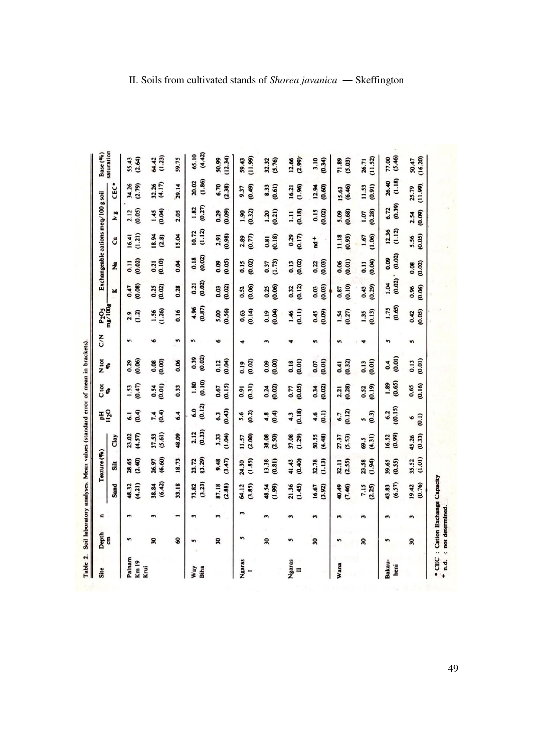Table 2. Soil laboratory analyses. Mean values (standard error of mean in brackets).

| Site | Depth cm | n | Texture (%) Sand | Silt | Clay | pH $H_2O$ | C tot % | N tot % | C/N | $P_2O_5$ mg/100g | Exchangeable cations meq/100 g soil K | Na | Ca | Mg | CEC* | Base (%) saturation |
|---|---|---|---|---|---|---|---|---|---|---|---|---|---|---|---|---|
| Palnam Km 19 Krui | 5 | 3 | 48.32 (4.21) | 28.65 (2.40) | 23.02 (4.57) | 6.1 (0.4) | 1.53 (0.47) | 0.29 (0.06) | 5 | 2.9 (1.2) | 0.47 (0.08) | 0.11 (0.02) | 16.41 (1.21) | 2.12 (0.05) | 34.26 (2.79) | 55.43 (2.64) |
| | 30 | 3 | 38.84 (6.42) | 26.97 (6.60) | 37.53 (5.61) | 7.4 (0.4) | 0.54 (0.01) | 0.08 (0.00) | 6 | 1.56 (1.26) | 0.25 (0.02) | 0.21 (0.10) | 18.94 (2.8) | 1.45 (0.04) | 32.26 (4.17) | 64.42 (1.23) |
| | 60 | 1 | 33.18 | 18.73 | 48.09 | 6.4 | 0.33 | 0.06 | 5 | 0.16 | 0.28 | 0.04 | 15.04 | 2.05 | 29.14 | 59.75 |
| Way Biha | 5 | 3 | 73.82 (3.23) | 23.72 (3.29) | 2.12 (0.33) | 6.0 (0.12) | 1.80 (0.10) | 0.39 (0.02) | 5 | 4.96 (0.87) | 0.21 (0.02) | 0.18 (0.02) | 10.72 (1.12) | 1.82 (0.27) | 20.02 (1.86) | 65.10 (4.42) |
| | 30 | 3 | 87.18 (2.88) | 9.48 (3.47) | 3.33 (1.04) | 6.3 (0.43) | 0.67 (0.15) | 0.12 (0.04) | 6 | 5.00 (0.56) | 0.03 (0.02) | 0.09 (0.05) | 2.91 (0.98) | 0.29 (0.09) | 6.70 (2.38) | 50.99 (12.34) |
| Ngaras I | 5 | 3 | 64.12 (3.85) | 24.30 (1.85) | 11.57 (2.00) | 5.6 (0.2) | 0.91 (0.31) | 0.19 (0.02) | 4 | 0.63 (0.14) | 0.52 (0.06) | 0.15 (0.02) | 2.89 (0.77) | 1.90 (0.32) | 9.37 (0.49) | 59.43 (11.99) |
| | 30 | 3 | 48.54 (1.99) | 13.38 (0.81) | 38.08 (2.50) | 4.8 (0.4) | 0.24 (0.02) | 0.09 (0.00) | 3 | 0.19 (0.04) | 0.25 (0.06) | 0.37 (1.73) | 0.81 (0.18) | 1.20 (0.21) | 8.33 (0.61) | 32.32 (5.76) |
| Ngaras II | 5 | 3 | 21.36 (1.45) | 41.43 (0.40) | 37.08 (1.29) | 4.3 (0.18) | 0.77 (0.05) | 0.18 (0.01) | 4 | 1.46 (0.11) | 0.32 (0.12) | 0.13 (0.02) | 0.29 (0.17) | 1.11 (0.18) | 16.21 (1.96) | 12.66 (2.99) |
| | 30 | 3 | 16.67 (3.92) | 32.78 (1.13) | 50.55 (4.48) | 4.6 (0.1) | 0.34 (0.02) | 0.07 (0.01) | 5 | 0.45 (0.09) | 0.03 (0.03) | 0.22 (0.03) | nd+ | 0.15 (0.02) | 12.94 (0.60) | 3.10 (0.34) |
| Wana | 5 | 3 | 40.49 (7.46) | 32.11 (2.55) | 27.37 (5.53) | 6.7 (0.12) | 2.21 (0.28) | 0.41 (0.32) | 5 | 1.54 (0.27) | 0.87 (0.10) | 0.06 (0.01) | 11.18 (0.93) | 5.09 (0.68) | 15.63 (6.46) | 71.89 (5.03) |
| | 30 | 3 | 7.15 (2.25) | 23.58 (1.94) | 69.5 (4.31) | 5 (0.3) | 0.52 (0.19) | 0.13 (0.01) | 4 | 1.35 (0.13) | 0.43 (0.29) | 0.11 (0.04) | 1.67 (1.06) | 1.07 (0.28) | 11.53 (0.91) | 26.71 (11.52) |
| Bakau-heni | 5 | 3 | 43.83 (6.57) | 39.65 (0.55) | 16.52 (0.99) | 6.2 (0.15) | 1.89 (0.65) | 0.4 (0.01) | 5 | 1.75 (0.65) | 1.04 (0.02) | 0.09 (0.02) | 12.36 (1.12) | 6.72 (0.39) | 26.40 (1.18) | 77.00 (5.46) |
| | 30 | 3 | 19.42 (0.76) | 35.52 (1.01) | 45.26 (0.33) | 6 (0.1) | 0.65 (0.16) | 0.13 (0.01) | 5 | 0.42 (0.05) | 0.96 (0.06) | 0.08 (0.02) | 5.56 (0.05) | 2.54 (0.09) | 25.79 (11.99) | 50.47 (16.20) |

\* CEC : Cation Exchange Capacity
\+ n.d. : not determined.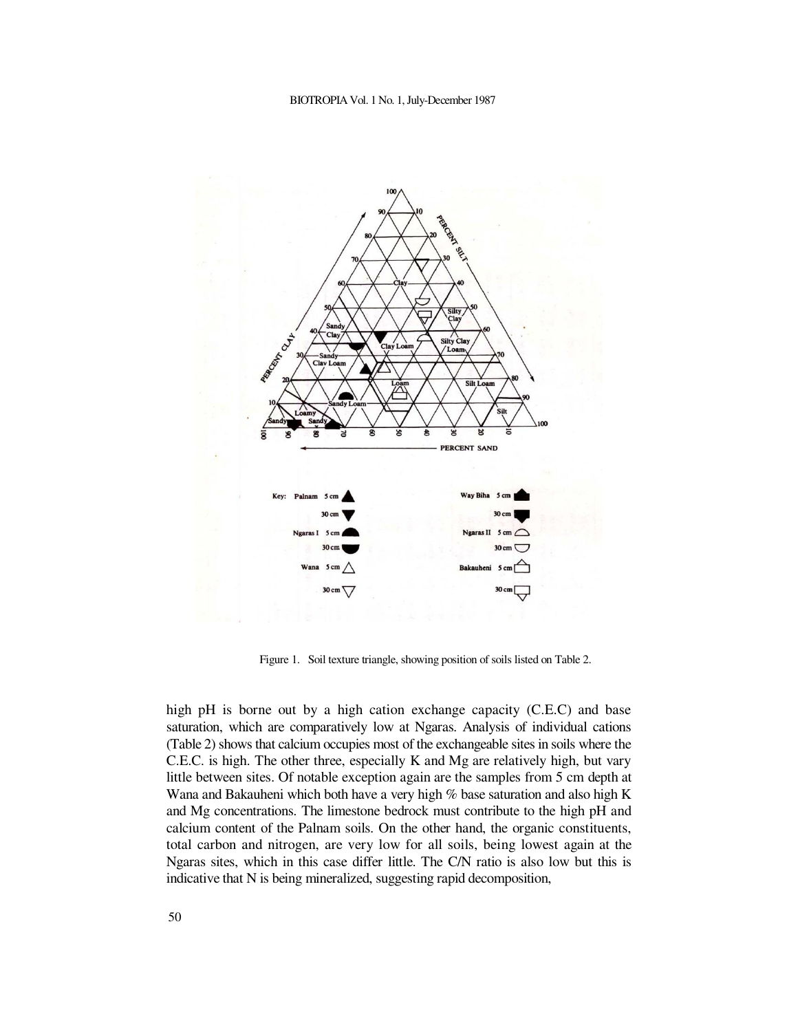PERCENT CLAY

PERCENT SILT

PERCENT SAND

100, 90, 80, 70, 60, 50, 40, 30, 20, 10

10, 20, 30, 40, 50, 60, 70, 80, 90, 100

100, 90, 80, 70, 60, 50, 40, 30, 20, 10

Clay

Silty Clay

Sandy Clay

Silty Clay Loam

Clay Loam

Sandy Clay Loam

Loam

Silt Loam

Sandy Loam

Loamy Sandy

Sandy

Silt

Key: Palnam 5 cm

30 cm

Ngaras I 5 cm

30 cm

Wana 5 cm

30 cm

Way Biha 5 cm

30 cm

Ngaras II 5 cm

30 cm

Bakauheni 5 cm

30 cm

Figure 1. Soil texture triangle, showing position of soils listed on Table 2.

high pH is borne out by a high cation exchange capacity (C.E.C) and base saturation, which are comparatively low at Ngaras. Analysis of individual cations (Table 2) shows that calcium occupies most of the exchangeable sites in soils where the C.E.C. is high. The other three, especially K and Mg are relatively high, but vary little between sites. Of notable exception again are the samples from 5 cm depth at Wana and Bakauheni which both have a very high % base saturation and also high K and Mg concentrations. The limestone bedrock must contribute to the high pH and calcium content of the Palnam soils. On the other hand, the organic constituents, total carbon and nitrogen, are very low for all soils, being lowest again at the Ngaras sites, which in this case differ little. The C/N ratio is also low but this is indicative that N is being mineralized, suggesting rapid decomposition,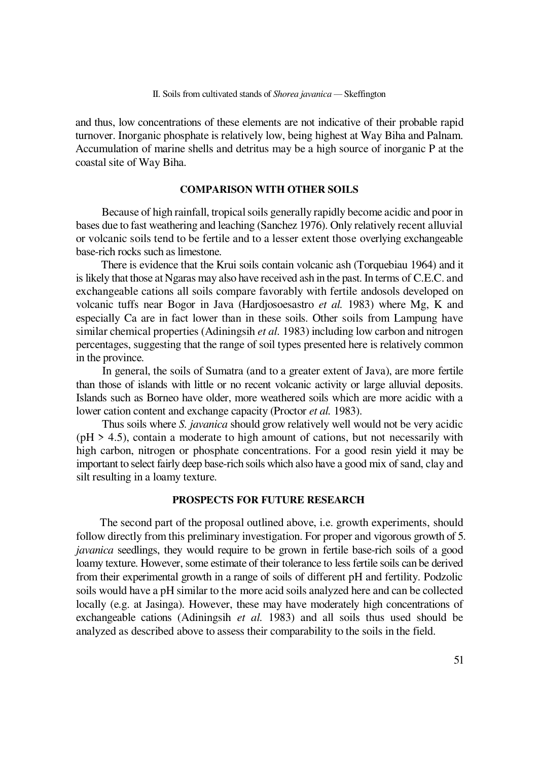and thus, low concentrations of these elements are not indicative of their probable rapid turnover. Inorganic phosphate is relatively low, being highest at Way Biha and Palnam. Accumulation of marine shells and detritus may be a high source of inorganic P at the coastal site of Way Biha.

## COMPARISON WITH OTHER SOILS

Because of high rainfall, tropical soils generally rapidly become acidic and poor in bases due to fast weathering and leaching (Sanchez 1976). Only relatively recent alluvial or volcanic soils tend to be fertile and to a lesser extent those overlying exchangeable base-rich rocks such as limestone.

There is evidence that the Krui soils contain volcanic ash (Torquebiau 1964) and it is likely that those at Ngaras may also have received ash in the past. In terms of C.E.C. and exchangeable cations all soils compare favorably with fertile andosols developed on volcanic tuffs near Bogor in Java (Hardjosoesastro *et al.* 1983) where Mg, K and especially Ca are in fact lower than in these soils. Other soils from Lampung have similar chemical properties (Adiningsih *et al.* 1983) including low carbon and nitrogen percentages, suggesting that the range of soil types presented here is relatively common in the province.

In general, the soils of Sumatra (and to a greater extent of Java), are more fertile than those of islands with little or no recent volcanic activity or large alluvial deposits. Islands such as Borneo have older, more weathered soils which are more acidic with a lower cation content and exchange capacity (Proctor *et al.* 1983).

Thus soils where *S. javanica* should grow relatively well would not be very acidic (pH > 4.5), contain a moderate to high amount of cations, but not necessarily with high carbon, nitrogen or phosphate concentrations. For a good resin yield it may be important to select fairly deep base-rich soils which also have a good mix of sand, clay and silt resulting in a loamy texture.

## PROSPECTS FOR FUTURE RESEARCH

The second part of the proposal outlined above, i.e. growth experiments, should follow directly from this preliminary investigation. For proper and vigorous growth of 5. *javanica* seedlings, they would require to be grown in fertile base-rich soils of a good loamy texture. However, some estimate of their tolerance to less fertile soils can be derived from their experimental growth in a range of soils of different pH and fertility. Podzolic soils would have a pH similar to the more acid soils analyzed here and can be collected locally (e.g. at Jasinga). However, these may have moderately high concentrations of exchangeable cations (Adiningsih *et al.* 1983) and all soils thus used should be analyzed as described above to assess their comparability to the soils in the field.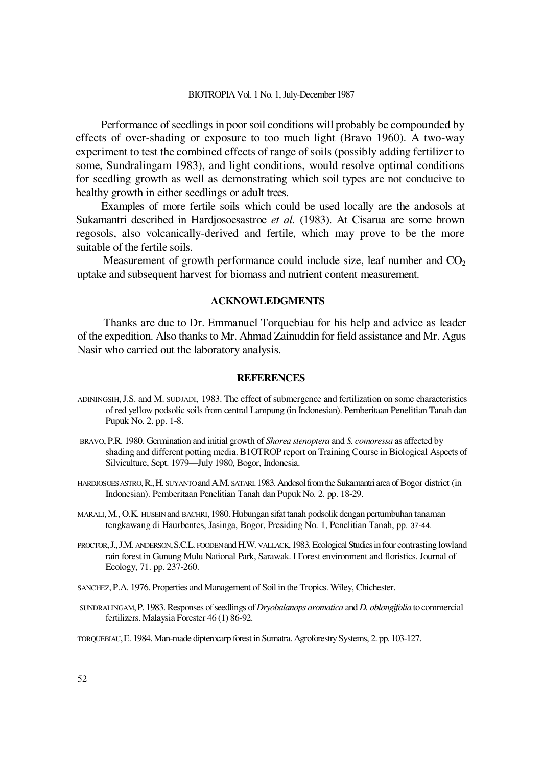Performance of seedlings in poor soil conditions will probably be compounded by effects of over-shading or exposure to too much light (Bravo 1960). A two-way experiment to test the combined effects of range of soils (possibly adding fertilizer to some, Sundralingam 1983), and light conditions, would resolve optimal conditions for seedling growth as well as demonstrating which soil types are not conducive to healthy growth in either seedlings or adult trees.

Examples of more fertile soils which could be used locally are the andosols at Sukamantri described in Hardjosoesastroe *et al.* (1983). At Cisarua are some brown regosols, also volcanically-derived and fertile, which may prove to be the more suitable of the fertile soils.

Measurement of growth performance could include size, leaf number and $CO_2$ uptake and subsequent harvest for biomass and nutrient content measurement.

## ACKNOWLEDGMENTS

Thanks are due to Dr. Emmanuel Torquebiau for his help and advice as leader of the expedition. Also thanks to Mr. Ahmad Zainuddin for field assistance and Mr. Agus Nasir who carried out the laboratory analysis.

## REFERENCES

ADININGSIH, J.S. and M. SUDJADI, 1983. The effect of submergence and fertilization on some characteristics of red yellow podsolic soils from central Lampung (in Indonesian). Pemberitaan Penelitian Tanah dan Pupuk No. 2. pp. 1-8.

BRAVO, P.R. 1980. Germination and initial growth of *Shorea stenoptera* and *S. comoressa* as affected by shading and different potting media. B1OTROP report on Training Course in Biological Aspects of Silviculture, Sept. 1979—July 1980, Bogor, Indonesia.

HARDJOSOES ASTRO, R., H. SUYANTO and A.M. SATARI. 1983. Andosol from the Sukamantri area of Bogor district (in Indonesian). Pemberitaan Penelitian Tanah dan Pupuk No. 2. pp. 18-29.

MARALI, M., O.K. HUSEIN and BACHRI, 1980. Hubungan sifat tanah podsolik dengan pertumbuhan tanaman tengkawang di Haurbentes, Jasinga, Bogor, Presiding No. 1, Penelitian Tanah, pp. 37-44.

PROCTOR, J., J.M. ANDERSON, S.C.L. FOODEN and H.W. VALLACK, 1983. Ecological Studies in four contrasting lowland rain forest in Gunung Mulu National Park, Sarawak. I Forest environment and floristics. Journal of Ecology, 71. pp. 237-260.

SANCHEZ, P.A. 1976. Properties and Management of Soil in the Tropics. Wiley, Chichester.

SUNDRALINGAM, P. 1983. Responses of seedlings of *Dryobalanops aromatica* and *D. oblongifolia* to commercial fertilizers. Malaysia Forester 46 (1) 86-92.

TORQUEBIAU, E. 1984. Man-made dipterocarp forest in Sumatra. Agroforestry Systems, 2. pp. 103-127.